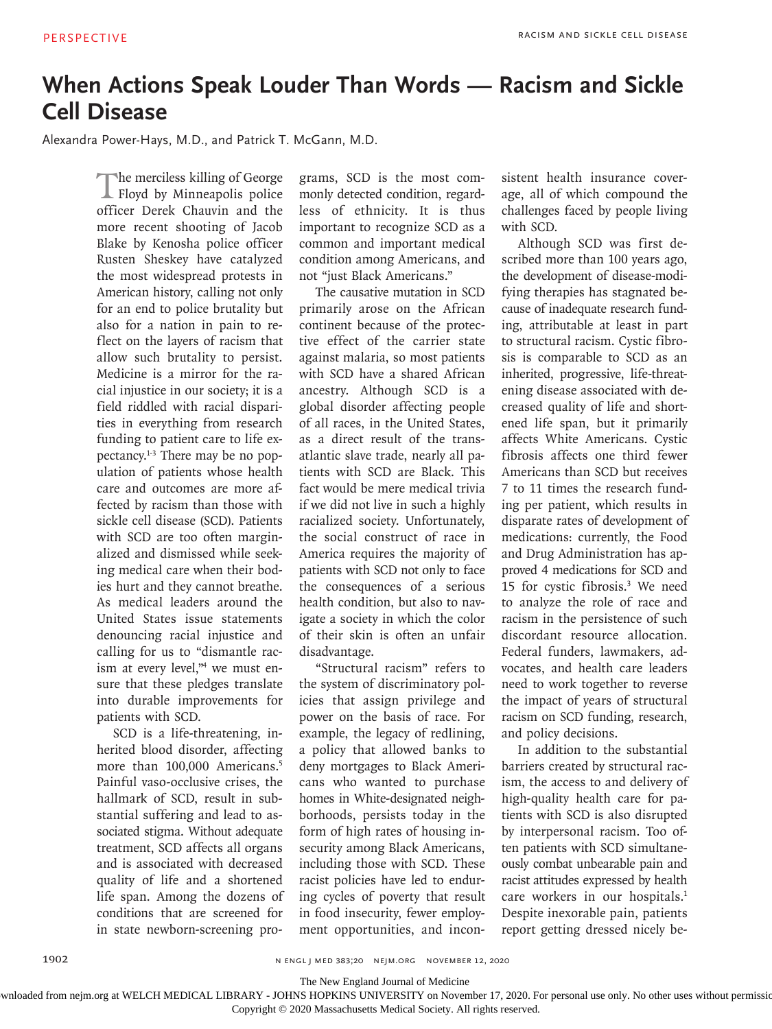PERSPECTIVE

# When Actions Speak Louder Than Words — Racism and Sickle Cell Disease

Alexandra Power-Hays, M.D., and Patrick T. McGann, M.D.

The merciless killing of George Floyd by Minneapolis police officer Derek Chauvin and the more recent shooting of Jacob Blake by Kenosha police officer Rusten Sheskey have catalyzed the most widespread protests in American history, calling not only for an end to police brutality but also for a nation in pain to reflect on the layers of racism that allow such brutality to persist. Medicine is a mirror for the racial injustice in our society; it is a field riddled with racial disparities in everything from research funding to patient care to life expectancy.[1-3] There may be no population of patients whose health care and outcomes are more affected by racism than those with sickle cell disease (SCD). Patients with SCD are too often marginalized and dismissed while seeking medical care when their bodies hurt and they cannot breathe. As medical leaders around the United States issue statements denouncing racial injustice and calling for us to "dismantle racism at every level,"[4] we must ensure that these pledges translate into durable improvements for patients with SCD.

SCD is a life-threatening, inherited blood disorder, affecting more than 100,000 Americans.[5] Painful vaso-occlusive crises, the hallmark of SCD, result in substantial suffering and lead to associated stigma. Without adequate treatment, SCD affects all organs and is associated with decreased quality of life and a shortened life span. Among the dozens of conditions that are screened for in state newborn-screening programs, SCD is the most commonly detected condition, regardless of ethnicity. It is thus important to recognize SCD as a common and important medical condition among Americans, and not "just Black Americans."

The causative mutation in SCD primarily arose on the African continent because of the protective effect of the carrier state against malaria, so most patients with SCD have a shared African ancestry. Although SCD is a global disorder affecting people of all races, in the United States, as a direct result of the transatlantic slave trade, nearly all patients with SCD are Black. This fact would be mere medical trivia if we did not live in such a highly racialized society. Unfortunately, the social construct of race in America requires the majority of patients with SCD not only to face the consequences of a serious health condition, but also to navigate a society in which the color of their skin is often an unfair disadvantage.

"Structural racism" refers to the system of discriminatory policies that assign privilege and power on the basis of race. For example, the legacy of redlining, a policy that allowed banks to deny mortgages to Black Americans who wanted to purchase homes in White-designated neighborhoods, persists today in the form of high rates of housing insecurity among Black Americans, including those with SCD. These racist policies have led to enduring cycles of poverty that result in food insecurity, fewer employment opportunities, and inconsistent health insurance coverage, all of which compound the challenges faced by people living with SCD.

Although SCD was first described more than 100 years ago, the development of disease-modifying therapies has stagnated because of inadequate research funding, attributable at least in part to structural racism. Cystic fibrosis is comparable to SCD as an inherited, progressive, life-threatening disease associated with decreased quality of life and shortened life span, but it primarily affects White Americans. Cystic fibrosis affects one third fewer Americans than SCD but receives 7 to 11 times the research funding per patient, which results in disparate rates of development of medications: currently, the Food and Drug Administration has approved 4 medications for SCD and 15 for cystic fibrosis.[3] We need to analyze the role of race and racism in the persistence of such discordant resource allocation. Federal funders, lawmakers, advocates, and health care leaders need to work together to reverse the impact of years of structural racism on SCD funding, research, and policy decisions.

In addition to the substantial barriers created by structural racism, the access to and delivery of high-quality health care for patients with SCD is also disrupted by interpersonal racism. Too often patients with SCD simultaneously combat unbearable pain and racist attitudes expressed by health care workers in our hospitals.[1] Despite inexorable pain, patients report getting dressed nicely be-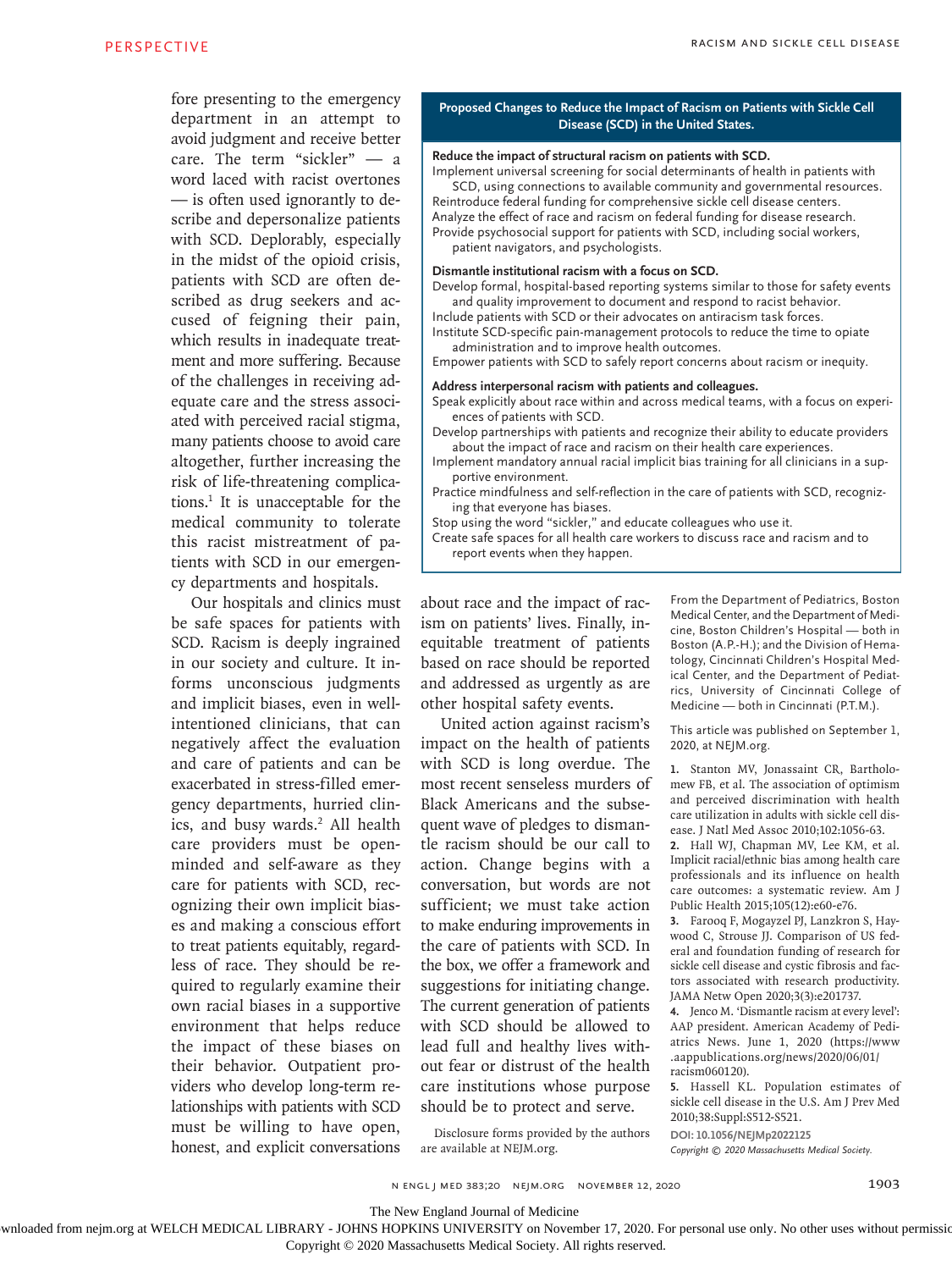fore presenting to the emergency department in an attempt to avoid judgment and receive better care. The term "sickler" — a word laced with racist overtones — is often used ignorantly to describe and depersonalize patients with SCD. Deplorably, especially in the midst of the opioid crisis, patients with SCD are often described as drug seekers and accused of feigning their pain, which results in inadequate treatment and more suffering. Because of the challenges in receiving adequate care and the stress associated with perceived racial stigma, many patients choose to avoid care altogether, further increasing the risk of life-threatening complications.[1] It is unacceptable for the medical community to tolerate this racist mistreatment of patients with SCD in our emergency departments and hospitals.

Our hospitals and clinics must be safe spaces for patients with SCD. Racism is deeply ingrained in our society and culture. It informs unconscious judgments and implicit biases, even in well-intentioned clinicians, that can negatively affect the evaluation and care of patients and can be exacerbated in stress-filled emergency departments, hurried clinics, and busy wards.[2] All health care providers must be open-minded and self-aware as they care for patients with SCD, recognizing their own implicit biases and making a conscious effort to treat patients equitably, regardless of race. They should be required to regularly examine their own racial biases in a supportive environment that helps reduce the impact of these biases on their behavior. Outpatient providers who develop long-term relationships with patients with SCD must be willing to have open, honest, and explicit conversations about race and the impact of racism on patients' lives. Finally, inequitable treatment of patients based on race should be reported and addressed as urgently as are other hospital safety events.

United action against racism's impact on the health of patients with SCD is long overdue. The most recent senseless murders of Black Americans and the subsequent wave of pledges to dismantle racism should be our call to action. Change begins with a conversation, but words are not sufficient; we must take action to make enduring improvements in the care of patients with SCD. In the box, we offer a framework and suggestions for initiating change. The current generation of patients with SCD should be allowed to lead full and healthy lives without fear or distrust of the health care institutions whose purpose should be to protect and serve.

**Proposed Changes to Reduce the Impact of Racism on Patients with Sickle Cell Disease (SCD) in the United States.**

**Reduce the impact of structural racism on patients with SCD.**
- Implement universal screening for social determinants of health in patients with SCD, using connections to available community and governmental resources.
- Reintroduce federal funding for comprehensive sickle cell disease centers.
- Analyze the effect of race and racism on federal funding for disease research.
- Provide psychosocial support for patients with SCD, including social workers, patient navigators, and psychologists.

**Dismantle institutional racism with a focus on SCD.**
- Develop formal, hospital-based reporting systems similar to those for safety events and quality improvement to document and respond to racist behavior.
- Include patients with SCD or their advocates on antiracism task forces.
- Institute SCD-specific pain-management protocols to reduce the time to opiate administration and to improve health outcomes.
- Empower patients with SCD to safely report concerns about racism or inequity.

**Address interpersonal racism with patients and colleagues.**
- Speak explicitly about race within and across medical teams, with a focus on experiences of patients with SCD.
- Develop partnerships with patients and recognize their ability to educate providers about the impact of race and racism on their health care experiences.
- Implement mandatory annual racial implicit bias training for all clinicians in a supportive environment.
- Practice mindfulness and self-reflection in the care of patients with SCD, recognizing that everyone has biases.
- Stop using the word "sickler," and educate colleagues who use it.
- Create safe spaces for all health care workers to discuss race and racism and to report events when they happen.

Disclosure forms provided by the authors are available at NEJM.org.

From the Department of Pediatrics, Boston Medical Center, and the Department of Medicine, Boston Children's Hospital — both in Boston (A.P.-H.); and the Division of Hematology, Cincinnati Children's Hospital Medical Center, and the Department of Pediatrics, University of Cincinnati College of Medicine — both in Cincinnati (P.T.M.).

This article was published on September 1, 2020, at NEJM.org.

1. Stanton MV, Jonassaint CR, Bartholomew FB, et al. The association of optimism and perceived discrimination with health care utilization in adults with sickle cell disease. J Natl Med Assoc 2010;102:1056-63.
2. Hall WJ, Chapman MV, Lee KM, et al. Implicit racial/ethnic bias among health care professionals and its influence on health care outcomes: a systematic review. Am J Public Health 2015;105(12):e60-e76.
3. Farooq F, Mogayzel PJ, Lanzkron S, Haywood C, Strouse JJ. Comparison of US federal and foundation funding of research for sickle cell disease and cystic fibrosis and factors associated with research productivity. JAMA Netw Open 2020;3(3):e201737.
4. Jenco M. 'Dismantle racism at every level': AAP president. American Academy of Pediatrics News. June 1, 2020 (https://www.aappublications.org/news/2020/06/01/racism060120).
5. Hassell KL. Population estimates of sickle cell disease in the U.S. Am J Prev Med 2010;38:Suppl:S512-S521.

**DOI: 10.1056/NEJMp2022125**
*Copyright © 2020 Massachusetts Medical Society.*